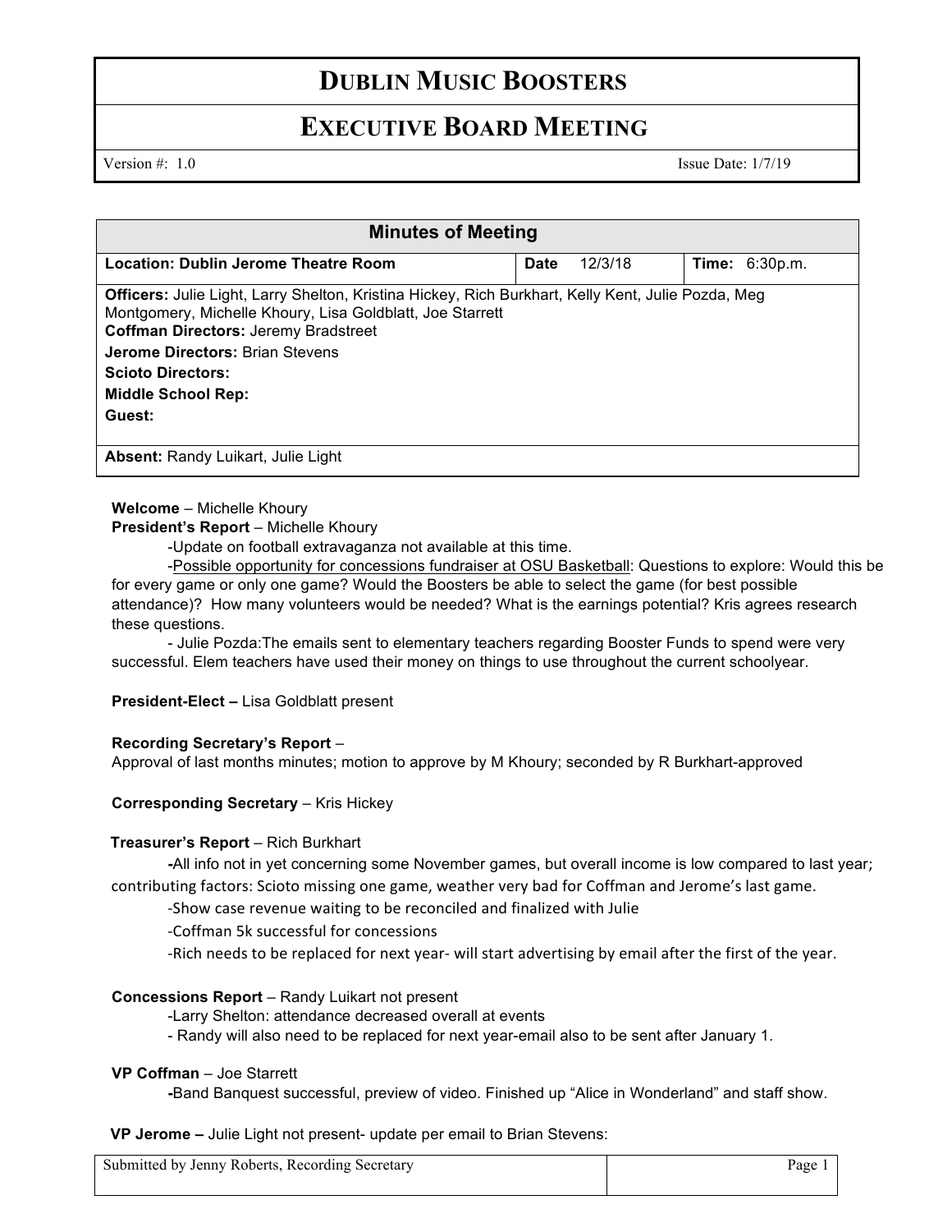# DUBLIN MUSIC BOOSTERS

## EXECUTIVE BOARD MEETING

Version #: 1.0 Issue Date: 1/7/19

| Minutes of Meeting | | |
|---|---|---|
| **Location: Dublin Jerome Theatre Room** | **Date** 12/3/18 | **Time:** 6:30p.m. |
| **Officers:** Julie Light, Larry Shelton, Kristina Hickey, Rich Burkhart, Kelly Kent, Julie Pozda, Meg Montgomery, Michelle Khoury, Lisa Goldblatt, Joe Starrett<br>**Coffman Directors:** Jeremy Bradstreet<br>**Jerome Directors:** Brian Stevens<br>**Scioto Directors:**<br>**Middle School Rep:**<br>**Guest:** | | |
| **Absent:** Randy Luikart, Julie Light | | |

**Welcome** – Michelle Khoury

**President's Report** – Michelle Khoury

-Update on football extravaganza not available at this time.

-Possible opportunity for concessions fundraiser at OSU Basketball: Questions to explore: Would this be for every game or only one game? Would the Boosters be able to select the game (for best possible attendance)? How many volunteers would be needed? What is the earnings potential? Kris agrees research these questions.

- Julie Pozda:The emails sent to elementary teachers regarding Booster Funds to spend were very successful. Elem teachers have used their money on things to use throughout the current schoolyear.

**President-Elect –** Lisa Goldblatt present

**Recording Secretary's Report** –

Approval of last months minutes; motion to approve by M Khoury; seconded by R Burkhart-approved

**Corresponding Secretary** – Kris Hickey

**Treasurer's Report** – Rich Burkhart

-All info not in yet concerning some November games, but overall income is low compared to last year; contributing factors: Scioto missing one game, weather very bad for Coffman and Jerome's last game.

-Show case revenue waiting to be reconciled and finalized with Julie

-Coffman 5k successful for concessions

-Rich needs to be replaced for next year- will start advertising by email after the first of the year.

**Concessions Report** – Randy Luikart not present

-Larry Shelton: attendance decreased overall at events

- Randy will also need to be replaced for next year-email also to be sent after January 1.

**VP Coffman** – Joe Starrett

-Band Banquest successful, preview of video. Finished up "Alice in Wonderland" and staff show.

**VP Jerome –** Julie Light not present- update per email to Brian Stevens:

Submitted by Jenny Roberts, Recording Secretary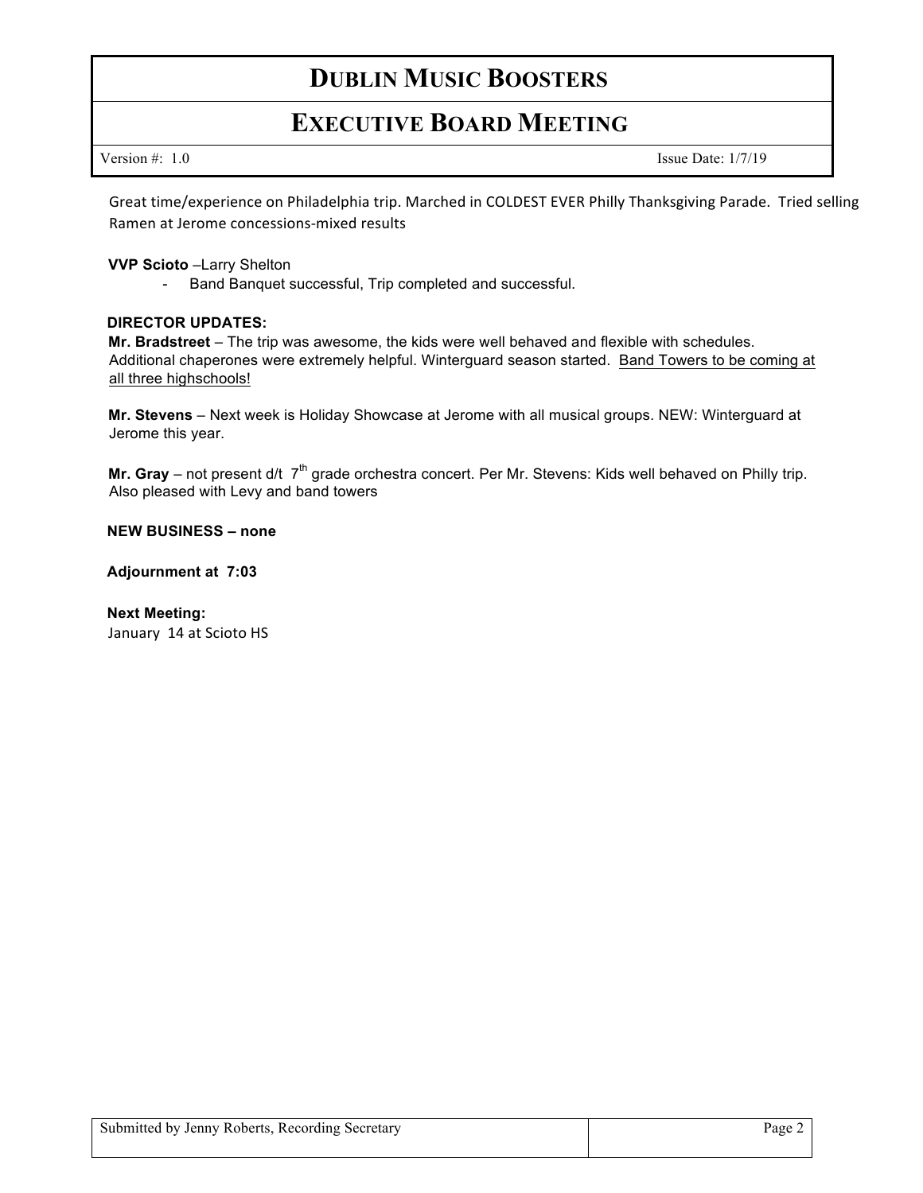Great time/experience on Philadelphia trip. Marched in COLDEST EVER Philly Thanksgiving Parade. Tried selling Ramen at Jerome concessions-mixed results

**VVP Scioto** –Larry Shelton

- Band Banquet successful, Trip completed and successful.

**DIRECTOR UPDATES:**

**Mr. Bradstreet** – The trip was awesome, the kids were well behaved and flexible with schedules. Additional chaperones were extremely helpful. Winterguard season started. <u>Band Towers to be coming at all three highschools!</u>

**Mr. Stevens** – Next week is Holiday Showcase at Jerome with all musical groups. NEW: Winterguard at Jerome this year.

**Mr. Gray** – not present d/t 7th grade orchestra concert. Per Mr. Stevens: Kids well behaved on Philly trip. Also pleased with Levy and band towers

**NEW BUSINESS – none**

**Adjournment at 7:03**

**Next Meeting:**
January 14 at Scioto HS